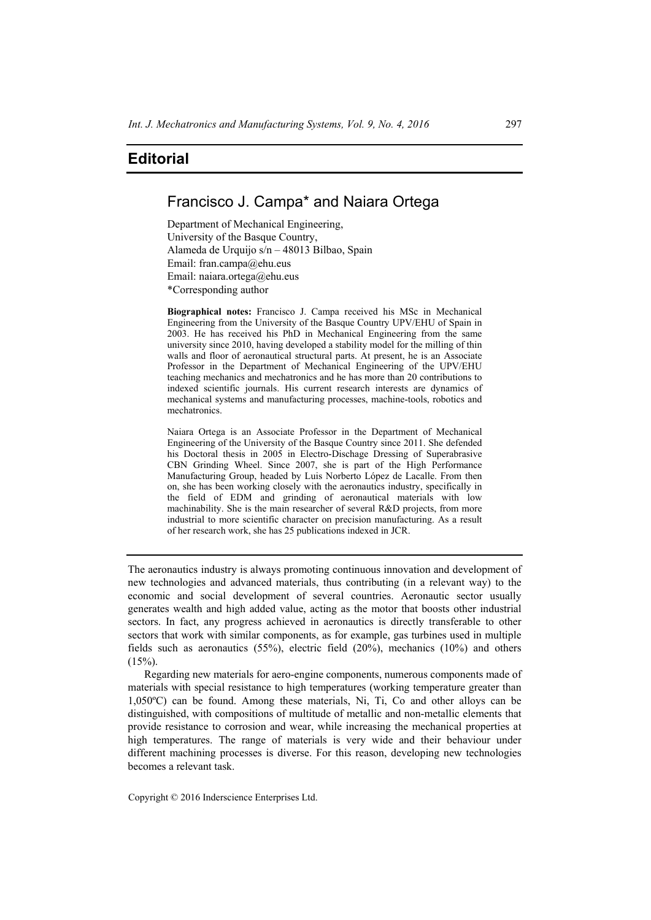# Editorial

## Francisco J. Campa* and Naiara Ortega

Department of Mechanical Engineering,
University of the Basque Country,
Alameda de Urquijo s/n – 48013 Bilbao, Spain
Email: fran.campa@ehu.eus
Email: naiara.ortega@ehu.eus
*Corresponding author

**Biographical notes:** Francisco J. Campa received his MSc in Mechanical Engineering from the University of the Basque Country UPV/EHU of Spain in 2003. He has received his PhD in Mechanical Engineering from the same university since 2010, having developed a stability model for the milling of thin walls and floor of aeronautical structural parts. At present, he is an Associate Professor in the Department of Mechanical Engineering of the UPV/EHU teaching mechanics and mechatronics and he has more than 20 contributions to indexed scientific journals. His current research interests are dynamics of mechanical systems and manufacturing processes, machine-tools, robotics and mechatronics.

Naiara Ortega is an Associate Professor in the Department of Mechanical Engineering of the University of the Basque Country since 2011. She defended his Doctoral thesis in 2005 in Electro-Dischage Dressing of Superabrasive CBN Grinding Wheel. Since 2007, she is part of the High Performance Manufacturing Group, headed by Luis Norberto López de Lacalle. From then on, she has been working closely with the aeronautics industry, specifically in the field of EDM and grinding of aeronautical materials with low machinability. She is the main researcher of several R&D projects, from more industrial to more scientific character on precision manufacturing. As a result of her research work, she has 25 publications indexed in JCR.

---

The aeronautics industry is always promoting continuous innovation and development of new technologies and advanced materials, thus contributing (in a relevant way) to the economic and social development of several countries. Aeronautic sector usually generates wealth and high added value, acting as the motor that boosts other industrial sectors. In fact, any progress achieved in aeronautics is directly transferable to other sectors that work with similar components, as for example, gas turbines used in multiple fields such as aeronautics (55%), electric field (20%), mechanics (10%) and others (15%).

Regarding new materials for aero-engine components, numerous components made of materials with special resistance to high temperatures (working temperature greater than 1,050ºC) can be found. Among these materials, Ni, Ti, Co and other alloys can be distinguished, with compositions of multitude of metallic and non-metallic elements that provide resistance to corrosion and wear, while increasing the mechanical properties at high temperatures. The range of materials is very wide and their behaviour under different machining processes is diverse. For this reason, developing new technologies becomes a relevant task.

Copyright © 2016 Inderscience Enterprises Ltd.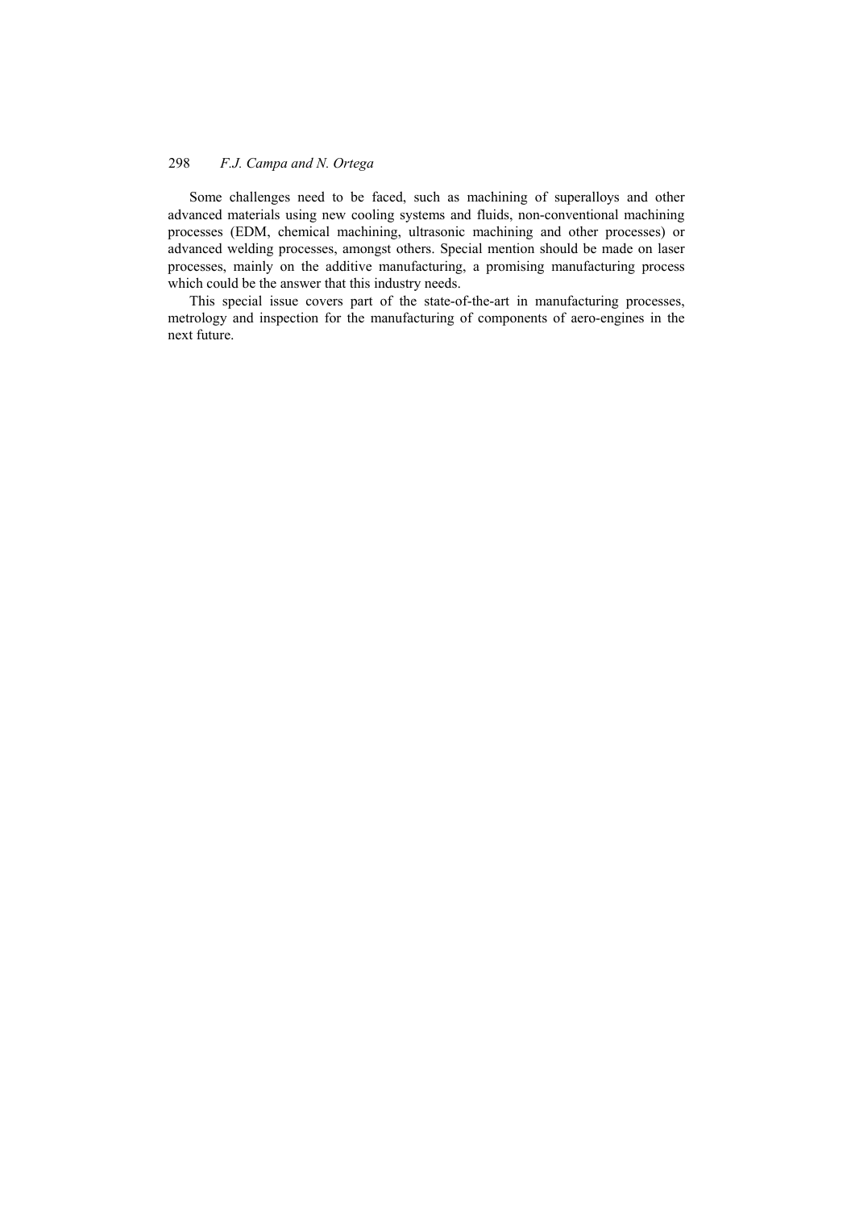Some challenges need to be faced, such as machining of superalloys and other advanced materials using new cooling systems and fluids, non-conventional machining processes (EDM, chemical machining, ultrasonic machining and other processes) or advanced welding processes, amongst others. Special mention should be made on laser processes, mainly on the additive manufacturing, a promising manufacturing process which could be the answer that this industry needs.

This special issue covers part of the state-of-the-art in manufacturing processes, metrology and inspection for the manufacturing of components of aero-engines in the next future.